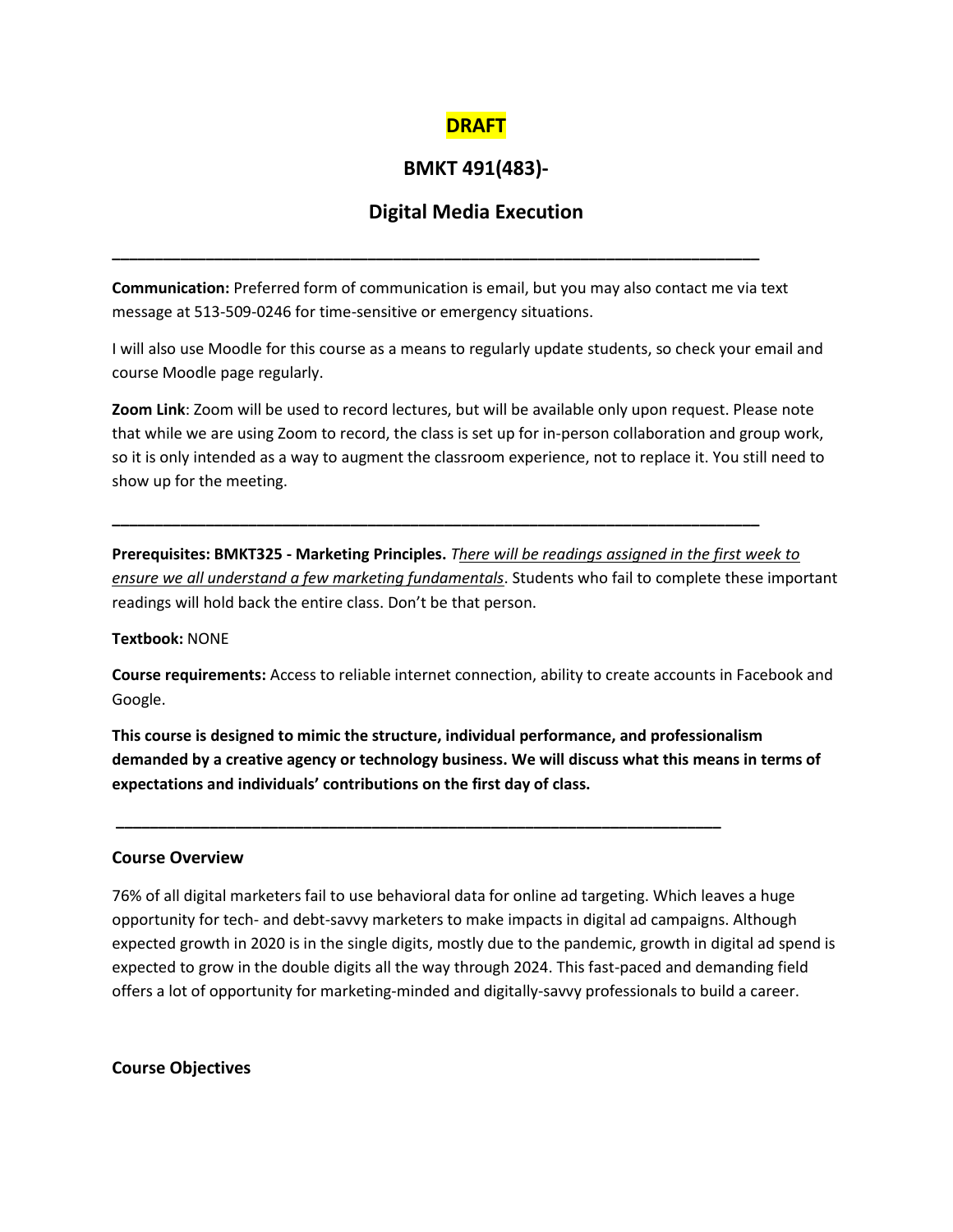**DRAFT**

# BMKT 491(483)-

# Digital Media Execution

---

**Communication:** Preferred form of communication is email, but you may also contact me via text message at 513-509-0246 for time-sensitive or emergency situations.

I will also use Moodle for this course as a means to regularly update students, so check your email and course Moodle page regularly.

**Zoom Link**: Zoom will be used to record lectures, but will be available only upon request. Please note that while we are using Zoom to record, the class is set up for in-person collaboration and group work, so it is only intended as a way to augment the classroom experience, not to replace it. You still need to show up for the meeting.

---

**Prerequisites: BMKT325 - Marketing Principles.** *There will be readings assigned in the first week to ensure we all understand a few marketing fundamentals*. Students who fail to complete these important readings will hold back the entire class. Don't be that person.

**Textbook:** NONE

**Course requirements:** Access to reliable internet connection, ability to create accounts in Facebook and Google.

**This course is designed to mimic the structure, individual performance, and professionalism demanded by a creative agency or technology business. We will discuss what this means in terms of expectations and individuals' contributions on the first day of class.**

---

## Course Overview

76% of all digital marketers fail to use behavioral data for online ad targeting. Which leaves a huge opportunity for tech- and debt-savvy marketers to make impacts in digital ad campaigns. Although expected growth in 2020 is in the single digits, mostly due to the pandemic, growth in digital ad spend is expected to grow in the double digits all the way through 2024. This fast-paced and demanding field offers a lot of opportunity for marketing-minded and digitally-savvy professionals to build a career.

## Course Objectives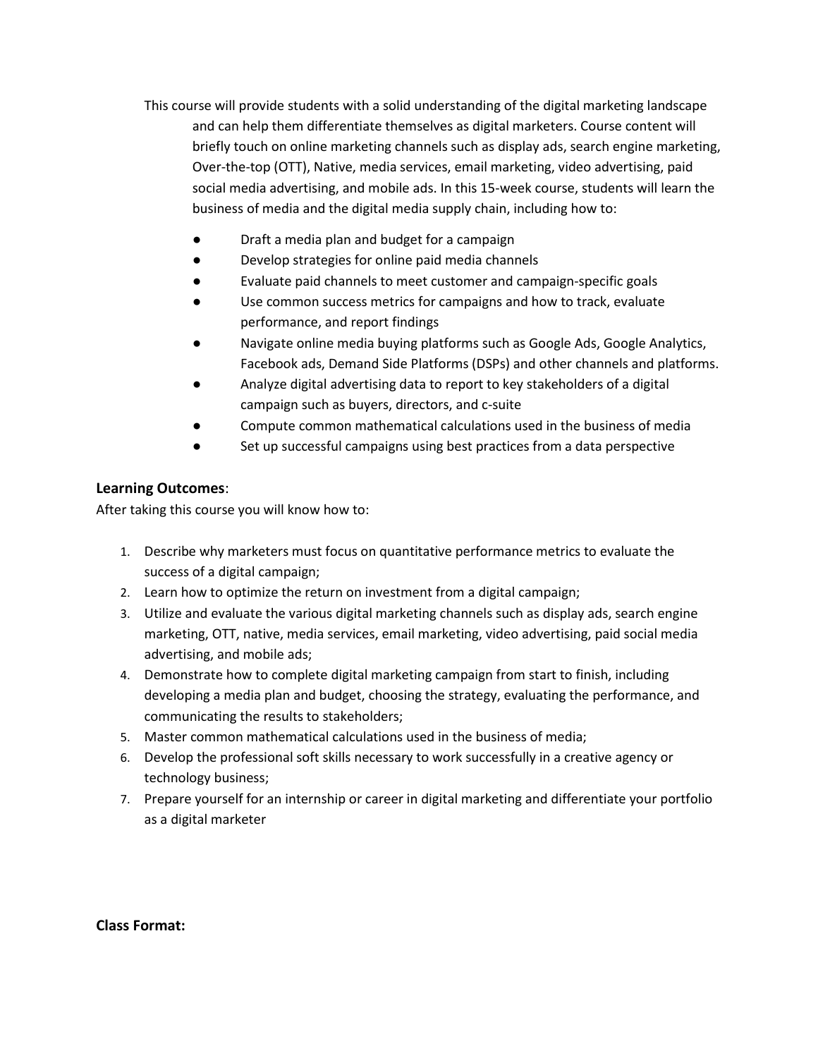This course will provide students with a solid understanding of the digital marketing landscape and can help them differentiate themselves as digital marketers. Course content will briefly touch on online marketing channels such as display ads, search engine marketing, Over-the-top (OTT), Native, media services, email marketing, video advertising, paid social media advertising, and mobile ads. In this 15-week course, students will learn the business of media and the digital media supply chain, including how to:

- Draft a media plan and budget for a campaign
- Develop strategies for online paid media channels
- Evaluate paid channels to meet customer and campaign-specific goals
- Use common success metrics for campaigns and how to track, evaluate performance, and report findings
- Navigate online media buying platforms such as Google Ads, Google Analytics, Facebook ads, Demand Side Platforms (DSPs) and other channels and platforms.
- Analyze digital advertising data to report to key stakeholders of a digital campaign such as buyers, directors, and c-suite
- Compute common mathematical calculations used in the business of media
- Set up successful campaigns using best practices from a data perspective

**Learning Outcomes**:

After taking this course you will know how to:

1. Describe why marketers must focus on quantitative performance metrics to evaluate the success of a digital campaign;
2. Learn how to optimize the return on investment from a digital campaign;
3. Utilize and evaluate the various digital marketing channels such as display ads, search engine marketing, OTT, native, media services, email marketing, video advertising, paid social media advertising, and mobile ads;
4. Demonstrate how to complete digital marketing campaign from start to finish, including developing a media plan and budget, choosing the strategy, evaluating the performance, and communicating the results to stakeholders;
5. Master common mathematical calculations used in the business of media;
6. Develop the professional soft skills necessary to work successfully in a creative agency or technology business;
7. Prepare yourself for an internship or career in digital marketing and differentiate your portfolio as a digital marketer

**Class Format:**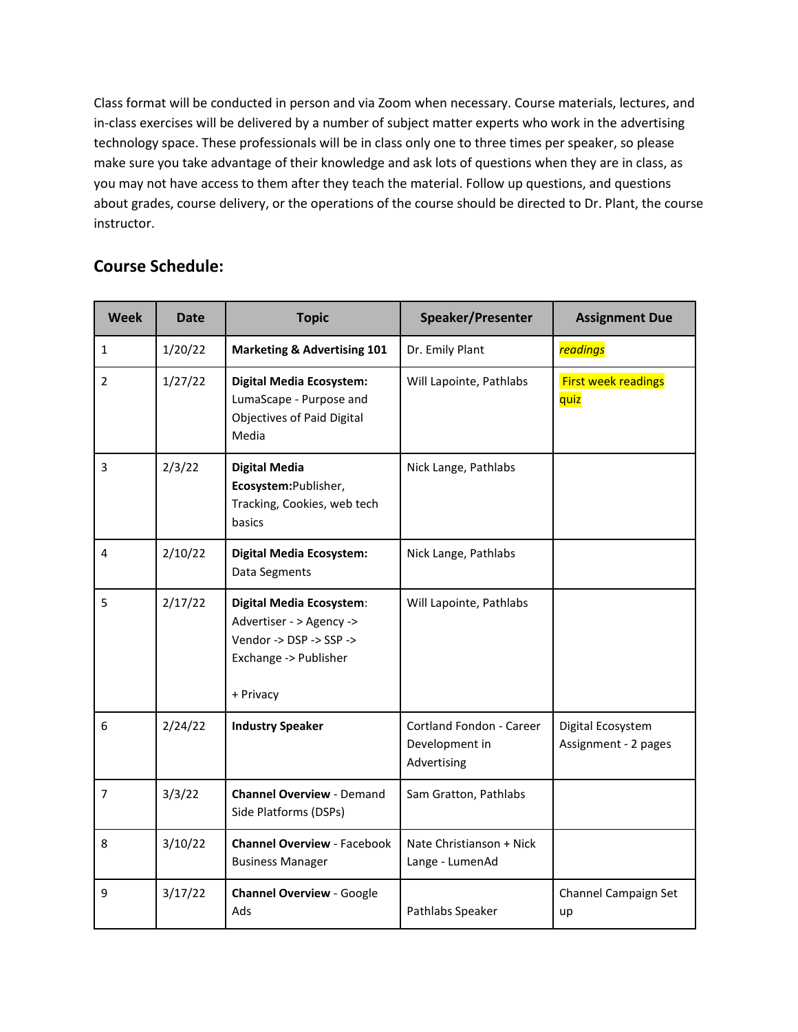Class format will be conducted in person and via Zoom when necessary. Course materials, lectures, and in-class exercises will be delivered by a number of subject matter experts who work in the advertising technology space. These professionals will be in class only one to three times per speaker, so please make sure you take advantage of their knowledge and ask lots of questions when they are in class, as you may not have access to them after they teach the material. Follow up questions, and questions about grades, course delivery, or the operations of the course should be directed to Dr. Plant, the course instructor.

## Course Schedule:

| Week | Date | Topic | Speaker/Presenter | Assignment Due |
|---|---|---|---|---|
| 1 | 1/20/22 | **Marketing & Advertising 101** | Dr. Emily Plant | *readings* |
| 2 | 1/27/22 | **Digital Media Ecosystem:** LumaScape - Purpose and Objectives of Paid Digital Media | Will Lapointe, Pathlabs | First week readings quiz |
| 3 | 2/3/22 | **Digital Media Ecosystem:**Publisher, Tracking, Cookies, web tech basics | Nick Lange, Pathlabs | |
| 4 | 2/10/22 | **Digital Media Ecosystem:** Data Segments | Nick Lange, Pathlabs | |
| 5 | 2/17/22 | **Digital Media Ecosystem**: Advertiser - > Agency -> Vendor -> DSP -> SSP -> Exchange -> Publisher<br><br>+ Privacy | Will Lapointe, Pathlabs | |
| 6 | 2/24/22 | **Industry Speaker** | Cortland Fondon - Career Development in Advertising | Digital Ecosystem Assignment - 2 pages |
| 7 | 3/3/22 | **Channel Overview** - Demand Side Platforms (DSPs) | Sam Gratton, Pathlabs | |
| 8 | 3/10/22 | **Channel Overview** - Facebook Business Manager | Nate Christianson + Nick Lange - LumenAd | |
| 9 | 3/17/22 | **Channel Overview** - Google Ads | Pathlabs Speaker | Channel Campaign Set up |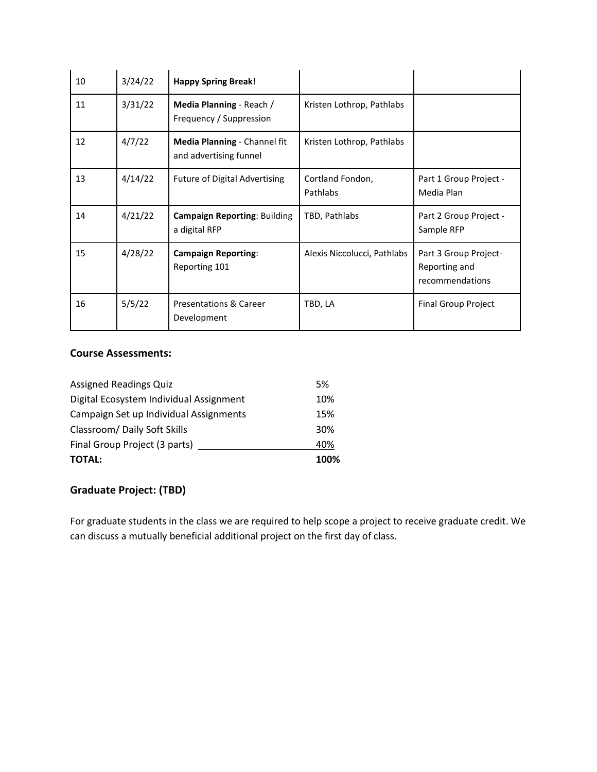| | | | | |
|---|---|---|---|---|
| 10 | 3/24/22 | **Happy Spring Break!** | | |
| 11 | 3/31/22 | **Media Planning** - Reach / Frequency / Suppression | Kristen Lothrop, Pathlabs | |
| 12 | 4/7/22 | **Media Planning** - Channel fit and advertising funnel | Kristen Lothrop, Pathlabs | |
| 13 | 4/14/22 | Future of Digital Advertising | Cortland Fondon, Pathlabs | Part 1 Group Project - Media Plan |
| 14 | 4/21/22 | **Campaign Reporting**: Building a digital RFP | TBD, Pathlabs | Part 2 Group Project - Sample RFP |
| 15 | 4/28/22 | **Campaign Reporting**: Reporting 101 | Alexis Niccolucci, Pathlabs | Part 3 Group Project- Reporting and recommendations |
| 16 | 5/5/22 | Presentations & Career Development | TBD, LA | Final Group Project |

### Course Assessments:

| | |
|---|---|
| Assigned Readings Quiz | 5% |
| Digital Ecosystem Individual Assignment | 10% |
| Campaign Set up Individual Assignments | 15% |
| Classroom/ Daily Soft Skills | 30% |
| Final Group Project (3 parts) | 40% |
| **TOTAL:** | **100%** |

### Graduate Project: (TBD)

For graduate students in the class we are required to help scope a project to receive graduate credit. We can discuss a mutually beneficial additional project on the first day of class.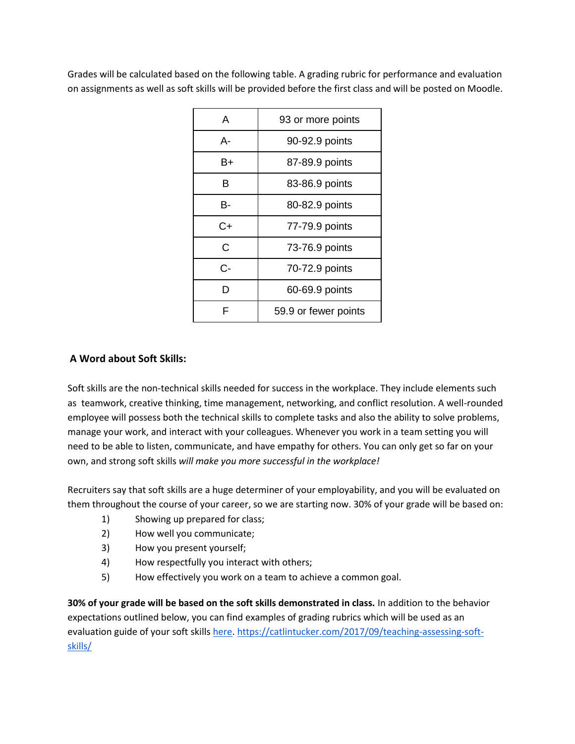Grades will be calculated based on the following table. A grading rubric for performance and evaluation on assignments as well as soft skills will be provided before the first class and will be posted on Moodle.

| | |
|---|---|
| A | 93 or more points |
| A- | 90-92.9 points |
| B+ | 87-89.9 points |
| B | 83-86.9 points |
| B- | 80-82.9 points |
| C+ | 77-79.9 points |
| C | 73-76.9 points |
| C- | 70-72.9 points |
| D | 60-69.9 points |
| F | 59.9 or fewer points |

## A Word about Soft Skills:

Soft skills are the non-technical skills needed for success in the workplace. They include elements such as teamwork, creative thinking, time management, networking, and conflict resolution. A well-rounded employee will possess both the technical skills to complete tasks and also the ability to solve problems, manage your work, and interact with your colleagues. Whenever you work in a team setting you will need to be able to listen, communicate, and have empathy for others. You can only get so far on your own, and strong soft skills *will make you more successful in the workplace!*

Recruiters say that soft skills are a huge determiner of your employability, and you will be evaluated on them throughout the course of your career, so we are starting now. 30% of your grade will be based on:

1) Showing up prepared for class;
2) How well you communicate;
3) How you present yourself;
4) How respectfully you interact with others;
5) How effectively you work on a team to achieve a common goal.

**30% of your grade will be based on the soft skills demonstrated in class.** In addition to the behavior expectations outlined below, you can find examples of grading rubrics which will be used as an evaluation guide of your soft skills [here](https://catlintucker.com/2017/09/teaching-assessing-soft-skills/). https://catlintucker.com/2017/09/teaching-assessing-soft-skills/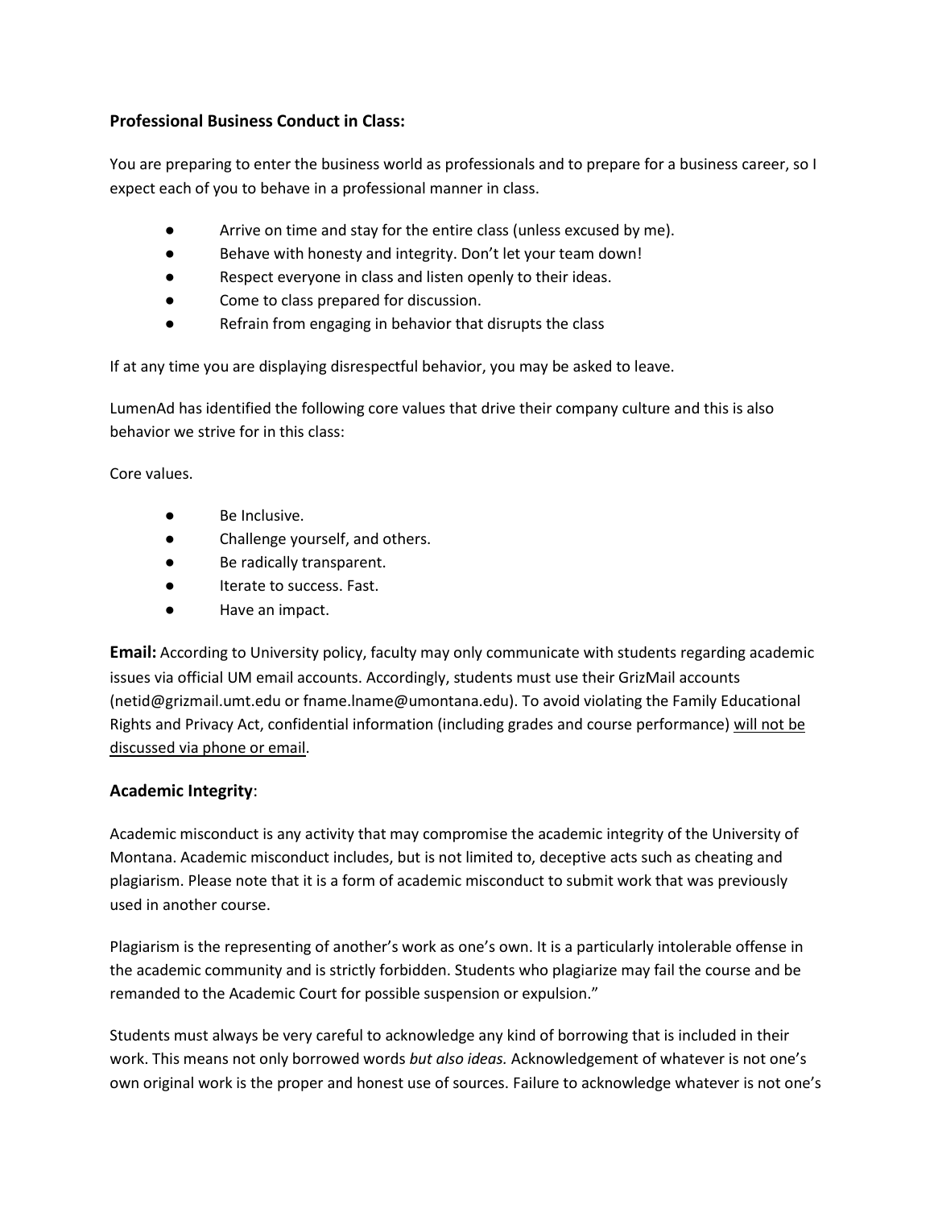### Professional Business Conduct in Class:

You are preparing to enter the business world as professionals and to prepare for a business career, so I expect each of you to behave in a professional manner in class.

- Arrive on time and stay for the entire class (unless excused by me).
- Behave with honesty and integrity. Don't let your team down!
- Respect everyone in class and listen openly to their ideas.
- Come to class prepared for discussion.
- Refrain from engaging in behavior that disrupts the class

If at any time you are displaying disrespectful behavior, you may be asked to leave.

LumenAd has identified the following core values that drive their company culture and this is also behavior we strive for in this class:

Core values.

- Be Inclusive.
- Challenge yourself, and others.
- Be radically transparent.
- Iterate to success. Fast.
- Have an impact.

**Email:** According to University policy, faculty may only communicate with students regarding academic issues via official UM email accounts. Accordingly, students must use their GrizMail accounts (netid@grizmail.umt.edu or fname.lname@umontana.edu). To avoid violating the Family Educational Rights and Privacy Act, confidential information (including grades and course performance) <u>will not be discussed via phone or email</u>.

### Academic Integrity:

Academic misconduct is any activity that may compromise the academic integrity of the University of Montana. Academic misconduct includes, but is not limited to, deceptive acts such as cheating and plagiarism. Please note that it is a form of academic misconduct to submit work that was previously used in another course.

Plagiarism is the representing of another's work as one's own. It is a particularly intolerable offense in the academic community and is strictly forbidden. Students who plagiarize may fail the course and be remanded to the Academic Court for possible suspension or expulsion."

Students must always be very careful to acknowledge any kind of borrowing that is included in their work. This means not only borrowed words *but also ideas.* Acknowledgement of whatever is not one's own original work is the proper and honest use of sources. Failure to acknowledge whatever is not one's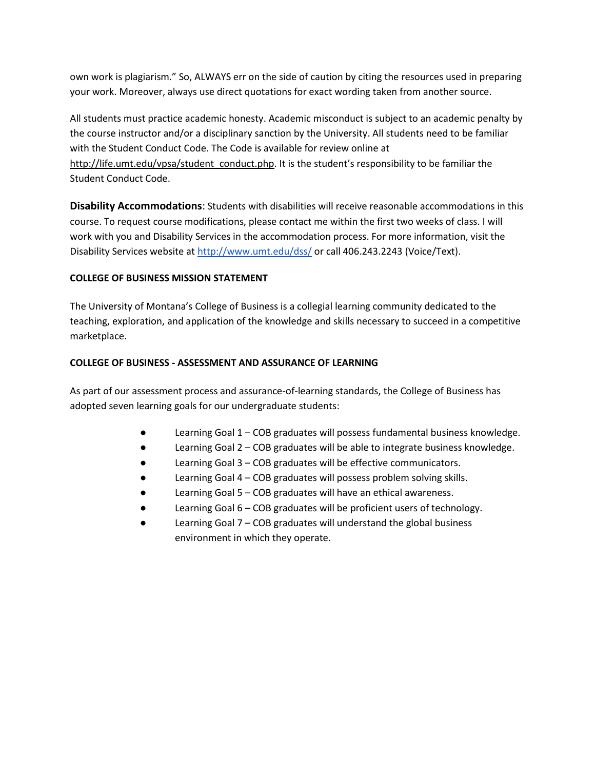own work is plagiarism." So, ALWAYS err on the side of caution by citing the resources used in preparing your work. Moreover, always use direct quotations for exact wording taken from another source.

All students must practice academic honesty. Academic misconduct is subject to an academic penalty by the course instructor and/or a disciplinary sanction by the University. All students need to be familiar with the Student Conduct Code. The Code is available for review online at http://life.umt.edu/vpsa/student_conduct.php. It is the student's responsibility to be familiar the Student Conduct Code.

**Disability Accommodations**: Students with disabilities will receive reasonable accommodations in this course. To request course modifications, please contact me within the first two weeks of class. I will work with you and Disability Services in the accommodation process. For more information, visit the Disability Services website at http://www.umt.edu/dss/ or call 406.243.2243 (Voice/Text).

**COLLEGE OF BUSINESS MISSION STATEMENT**

The University of Montana's College of Business is a collegial learning community dedicated to the teaching, exploration, and application of the knowledge and skills necessary to succeed in a competitive marketplace.

**COLLEGE OF BUSINESS - ASSESSMENT AND ASSURANCE OF LEARNING**

As part of our assessment process and assurance-of-learning standards, the College of Business has adopted seven learning goals for our undergraduate students:

- Learning Goal 1 – COB graduates will possess fundamental business knowledge.
- Learning Goal 2 – COB graduates will be able to integrate business knowledge.
- Learning Goal 3 – COB graduates will be effective communicators.
- Learning Goal 4 – COB graduates will possess problem solving skills.
- Learning Goal 5 – COB graduates will have an ethical awareness.
- Learning Goal 6 – COB graduates will be proficient users of technology.
- Learning Goal 7 – COB graduates will understand the global business environment in which they operate.